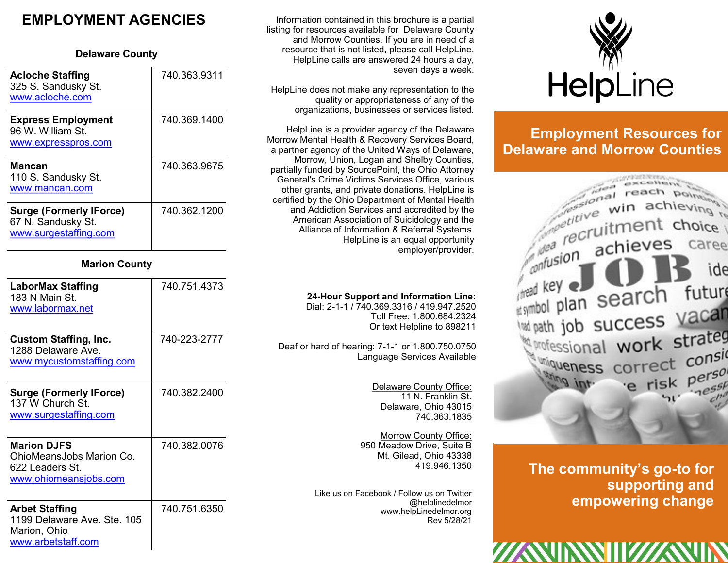# EMPLOYMENT AGENCIES

## Delaware County

| Agency | Phone |
|---|---|
| **Acloche Staffing**<br>325 S. Sandusky St.<br>www.acloche.com | 740.363.9311 |
| **Express Employment**<br>96 W. William St.<br>www.expresspros.com | 740.369.1400 |
| **Mancan**<br>110 S. Sandusky St.<br>www.mancan.com | 740.363.9675 |
| **Surge (Formerly IForce)**<br>67 N. Sandusky St.<br>www.surgestaffing.com | 740.362.1200 |

## Marion County

| Agency | Phone |
|---|---|
| **LaborMax Staffing**<br>183 N Main St.<br>www.labormax.net | 740.751.4373 |
| **Custom Staffing, Inc.**<br>1288 Delaware Ave.<br>www.mycustomstaffing.com | 740-223-2777 |
| **Surge (Formerly IForce)**<br>137 W Church St.<br>www.surgestaffing.com | 740.382.2400 |
| **Marion DJFS**<br>OhioMeansJobs Marion Co.<br>622 Leaders St.<br>www.ohiomeansjobs.com | 740.382.0076 |
| **Arbet Staffing**<br>1199 Delaware Ave. Ste. 105<br>Marion, Ohio<br>www.arbetstaff.com | 740.751.6350 |

Information contained in this brochure is a partial listing for resources available for Delaware County and Morrow Counties. If you are in need of a resource that is not listed, please call HelpLine. HelpLine calls are answered 24 hours a day, seven days a week.

HelpLine does not make any representation to the quality or appropriateness of any of the organizations, businesses or services listed.

HelpLine is a provider agency of the Delaware Morrow Mental Health & Recovery Services Board, a partner agency of the United Ways of Delaware, Morrow, Union, Logan and Shelby Counties, partially funded by SourcePoint, the Ohio Attorney General's Crime Victims Services Office, various other grants, and private donations. HelpLine is certified by the Ohio Department of Mental Health and Addiction Services and accredited by the American Association of Suicidology and the Alliance of Information & Referral Systems. HelpLine is an equal opportunity employer/provider.

**24-Hour Support and Information Line:**
Dial: 2-1-1 / 740.369.3316 / 419.947.2520
Toll Free: 1.800.684.2324
Or text Helpline to 898211

Deaf or hard of hearing: 7-1-1 or 1.800.750.0750
Language Services Available

Delaware County Office:
11 N. Franklin St.
Delaware, Ohio 43015
740.363.1835

Morrow County Office:
950 Meadow Drive, Suite B
Mt. Gilead, Ohio 43338
419.946.1350

Like us on Facebook / Follow us on Twitter
@helplinedelmor
www.helpLinedelmor.org
Rev 5/28/21

HelpLine

# Employment Resources for Delaware and Morrow Counties

**The community's go-to for supporting and empowering change**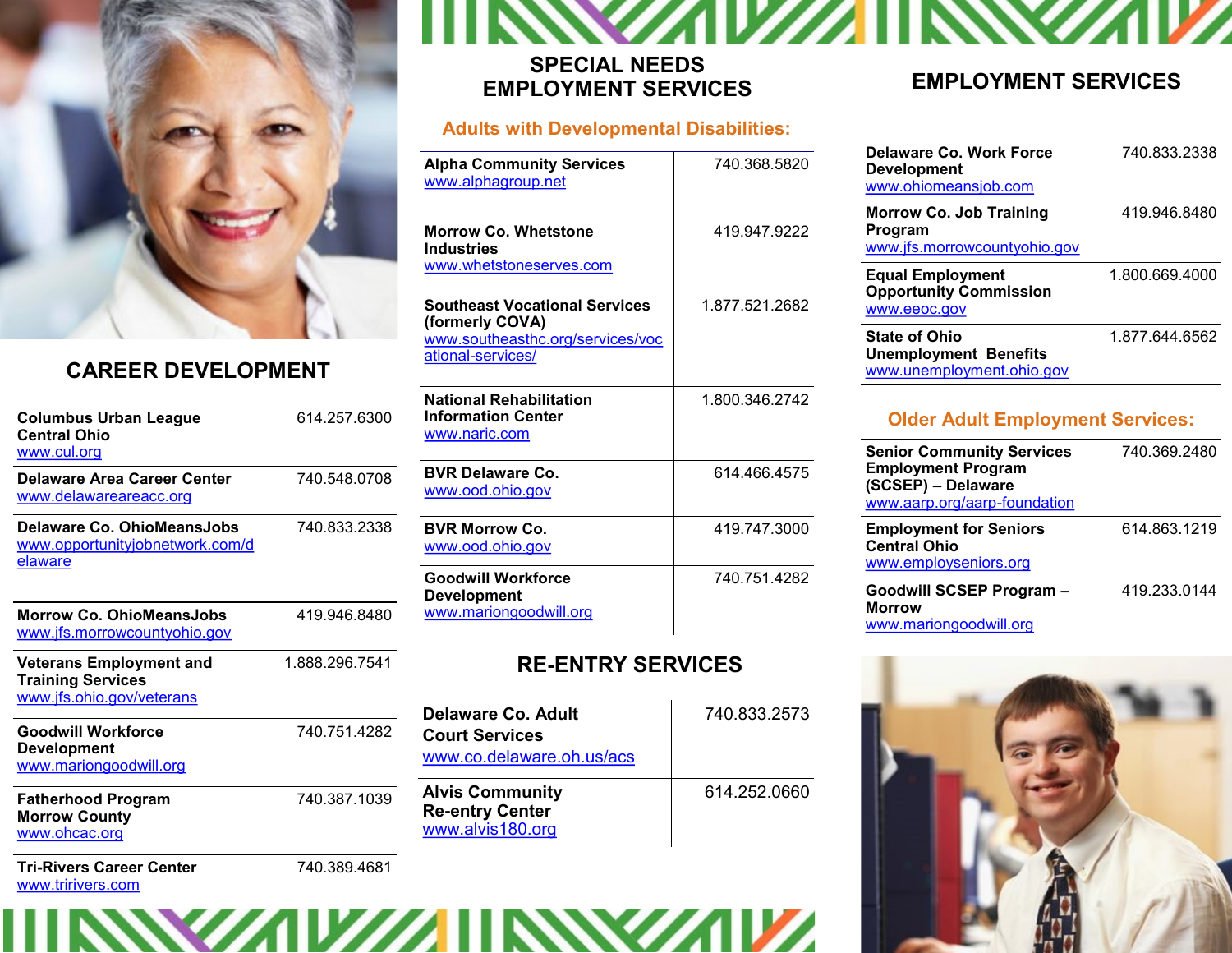## CAREER DEVELOPMENT

| | |
|---|---|
| **Columbus Urban League Central Ohio** www.cul.org | 614.257.6300 |
| **Delaware Area Career Center** www.delawareareacc.org | 740.548.0708 |
| **Delaware Co. OhioMeansJobs** www.opportunityjobnetwork.com/delaware | 740.833.2338 |
| **Morrow Co. OhioMeansJobs** www.jfs.morrowcountyohio.gov | 419.946.8480 |
| **Veterans Employment and Training Services** www.jfs.ohio.gov/veterans | 1.888.296.7541 |
| **Goodwill Workforce Development** www.mariongoodwill.org | 740.751.4282 |
| **Fatherhood Program Morrow County** www.ohcac.org | 740.387.1039 |
| **Tri-Rivers Career Center** www.tririvers.com | 740.389.4681 |

## SPECIAL NEEDS EMPLOYMENT SERVICES

### Adults with Developmental Disabilities:

| | |
|---|---|
| **Alpha Community Services** www.alphagroup.net | 740.368.5820 |
| **Morrow Co. Whetstone Industries** www.whetstoneserves.com | 419.947.9222 |
| **Southeast Vocational Services (formerly COVA)** www.southeasthc.org/services/vocational-services/ | 1.877.521.2682 |
| **National Rehabilitation Information Center** www.naric.com | 1.800.346.2742 |
| **BVR Delaware Co.** www.ood.ohio.gov | 614.466.4575 |
| **BVR Morrow Co.** www.ood.ohio.gov | 419.747.3000 |
| **Goodwill Workforce Development** www.mariongoodwill.org | 740.751.4282 |

## RE-ENTRY SERVICES

| | |
|---|---|
| **Delaware Co. Adult Court Services** www.co.delaware.oh.us/acs | 740.833.2573 |
| **Alvis Community Re-entry Center** www.alvis180.org | 614.252.0660 |

## EMPLOYMENT SERVICES

| | |
|---|---|
| **Delaware Co. Work Force Development** www.ohiomeansjob.com | 740.833.2338 |
| **Morrow Co. Job Training Program** www.jfs.morrowcountyohio.gov | 419.946.8480 |
| **Equal Employment Opportunity Commission** www.eeoc.gov | 1.800.669.4000 |
| **State of Ohio Unemployment Benefits** www.unemployment.ohio.gov | 1.877.644.6562 |

### Older Adult Employment Services:

| | |
|---|---|
| **Senior Community Services Employment Program (SCSEP) – Delaware** www.aarp.org/aarp-foundation | 740.369.2480 |
| **Employment for Seniors Central Ohio** www.employseniors.org | 614.863.1219 |
| **Goodwill SCSEP Program – Morrow** www.mariongoodwill.org | 419.233.0144 |